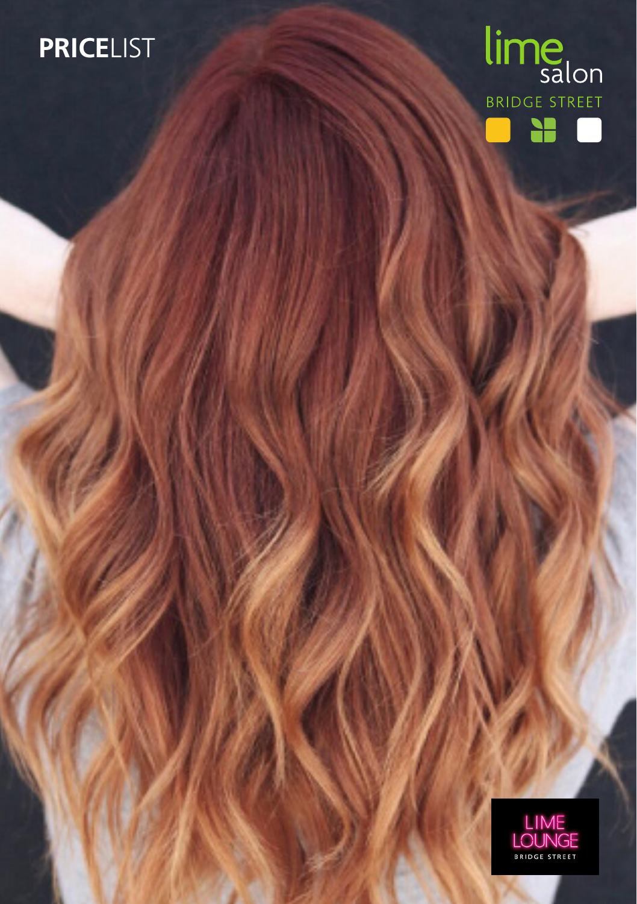# PRICELIST

lime salon

BRIDGE STREET

LIME LOUNGE

BRIDGE STREET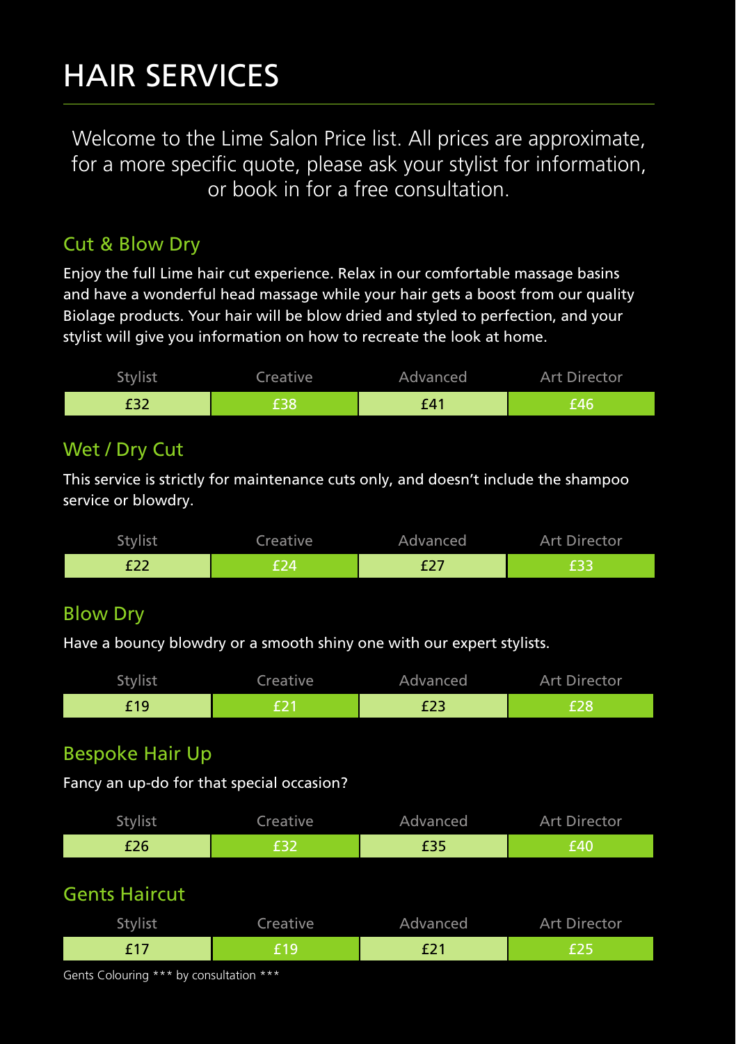# HAIR SERVICES

Welcome to the Lime Salon Price list. All prices are approximate, for a more specific quote, please ask your stylist for information, or book in for a free consultation.

## Cut & Blow Dry

Enjoy the full Lime hair cut experience. Relax in our comfortable massage basins and have a wonderful head massage while your hair gets a boost from our quality Biolage products. Your hair will be blow dried and styled to perfection, and your stylist will give you information on how to recreate the look at home.

| Stylist | Creative | Advanced | Art Director |
| --- | --- | --- | --- |
| £32 | £38 | £41 | £46 |

## Wet / Dry Cut

This service is strictly for maintenance cuts only, and doesn't include the shampoo service or blowdry.

| Stylist | Creative | Advanced | Art Director |
| --- | --- | --- | --- |
| £22 | £24 | £27 | £33 |

## Blow Dry

Have a bouncy blowdry or a smooth shiny one with our expert stylists.

| Stylist | Creative | Advanced | Art Director |
| --- | --- | --- | --- |
| £19 | £21 | £23 | £28 |

## Bespoke Hair Up

Fancy an up-do for that special occasion?

| Stylist | Creative | Advanced | Art Director |
| --- | --- | --- | --- |
| £26 | £32 | £35 | £40 |

## Gents Haircut

| Stylist | Creative | Advanced | Art Director |
| --- | --- | --- | --- |
| £17 | £19 | £21 | £25 |

Gents Colouring *** by consultation ***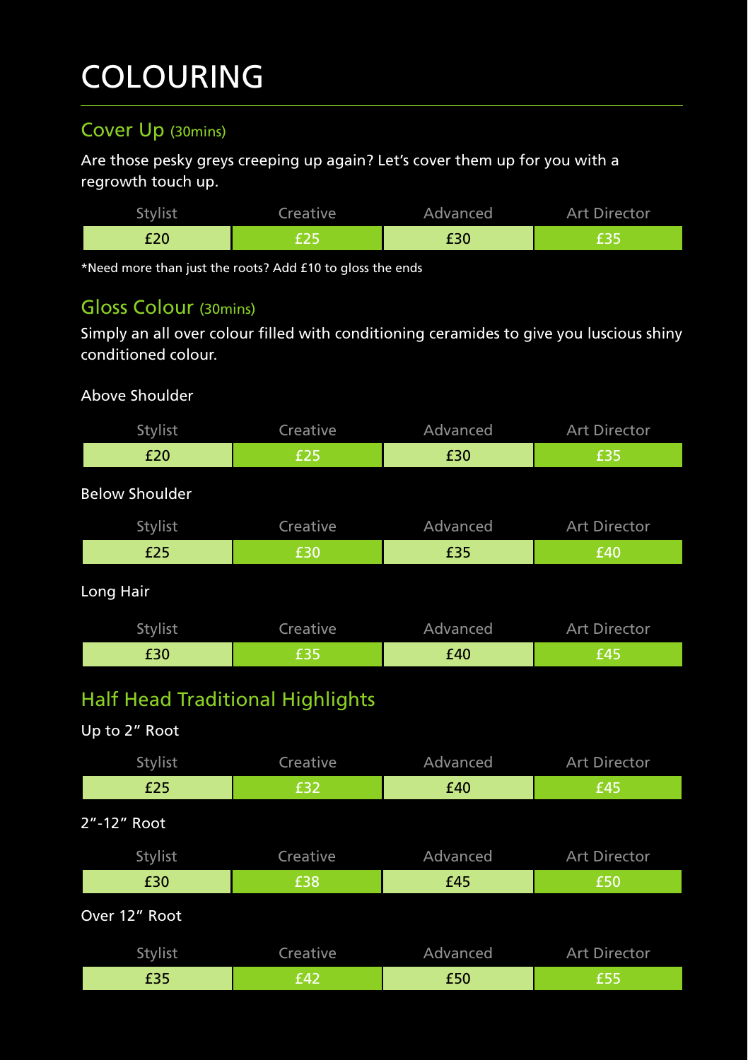# COLOURING

## Cover Up (30mins)

Are those pesky greys creeping up again? Let's cover them up for you with a regrowth touch up.

| Stylist | Creative | Advanced | Art Director |
|---|---|---|---|
| £20 | £25 | £30 | £35 |

*Need more than just the roots? Add £10 to gloss the ends

## Gloss Colour (30mins)

Simply an all over colour filled with conditioning ceramides to give you luscious shiny conditioned colour.

Above Shoulder

| Stylist | Creative | Advanced | Art Director |
|---|---|---|---|
| £20 | £25 | £30 | £35 |

Below Shoulder

| Stylist | Creative | Advanced | Art Director |
|---|---|---|---|
| £25 | £30 | £35 | £40 |

Long Hair

| Stylist | Creative | Advanced | Art Director |
|---|---|---|---|
| £30 | £35 | £40 | £45 |

## Half Head Traditional Highlights

Up to 2" Root

| Stylist | Creative | Advanced | Art Director |
|---|---|---|---|
| £25 | £32 | £40 | £45 |

2"-12" Root

| Stylist | Creative | Advanced | Art Director |
|---|---|---|---|
| £30 | £38 | £45 | £50 |

Over 12" Root

| Stylist | Creative | Advanced | Art Director |
|---|---|---|---|
| £35 | £42 | £50 | £55 |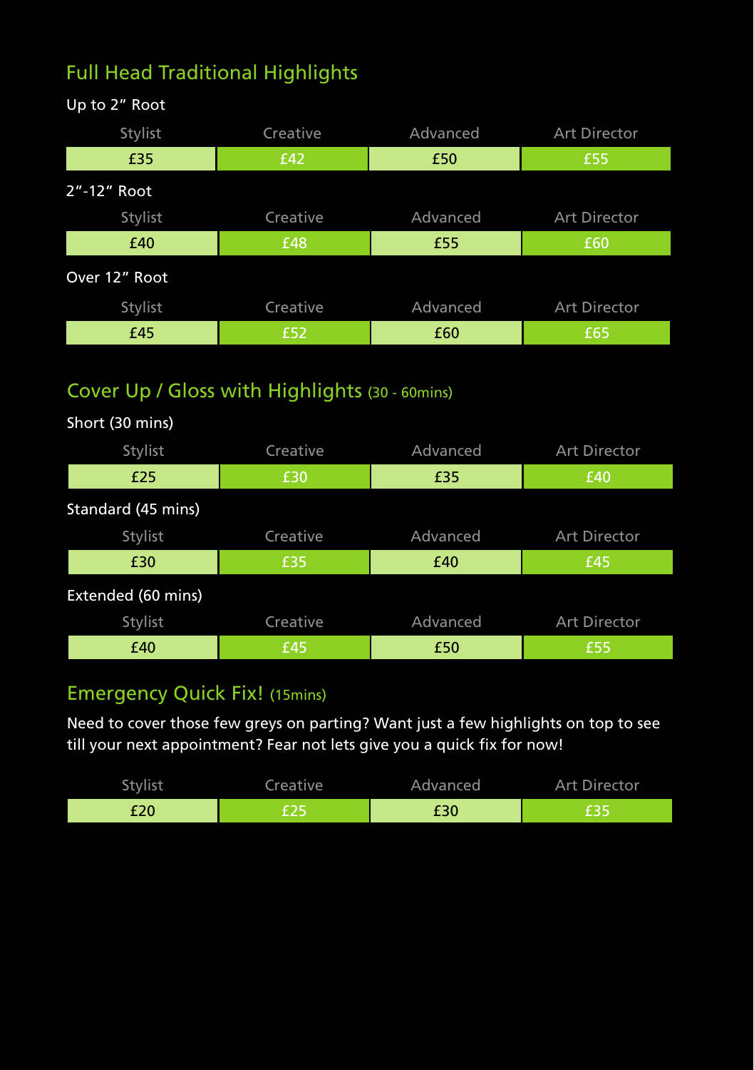## Full Head Traditional Highlights

Up to 2” Root

| Stylist | Creative | Advanced | Art Director |
|---|---|---|---|
| £35 | £42 | £50 | £55 |

2”-12” Root

| Stylist | Creative | Advanced | Art Director |
|---|---|---|---|
| £40 | £48 | £55 | £60 |

Over 12” Root

| Stylist | Creative | Advanced | Art Director |
|---|---|---|---|
| £45 | £52 | £60 | £65 |

## Cover Up / Gloss with Highlights (30 - 60mins)

Short (30 mins)

| Stylist | Creative | Advanced | Art Director |
|---|---|---|---|
| £25 | £30 | £35 | £40 |

Standard (45 mins)

| Stylist | Creative | Advanced | Art Director |
|---|---|---|---|
| £30 | £35 | £40 | £45 |

Extended (60 mins)

| Stylist | Creative | Advanced | Art Director |
|---|---|---|---|
| £40 | £45 | £50 | £55 |

## Emergency Quick Fix! (15mins)

Need to cover those few greys on parting? Want just a few highlights on top to see till your next appointment? Fear not lets give you a quick fix for now!

| Stylist | Creative | Advanced | Art Director |
|---|---|---|---|
| £20 | £25 | £30 | £35 |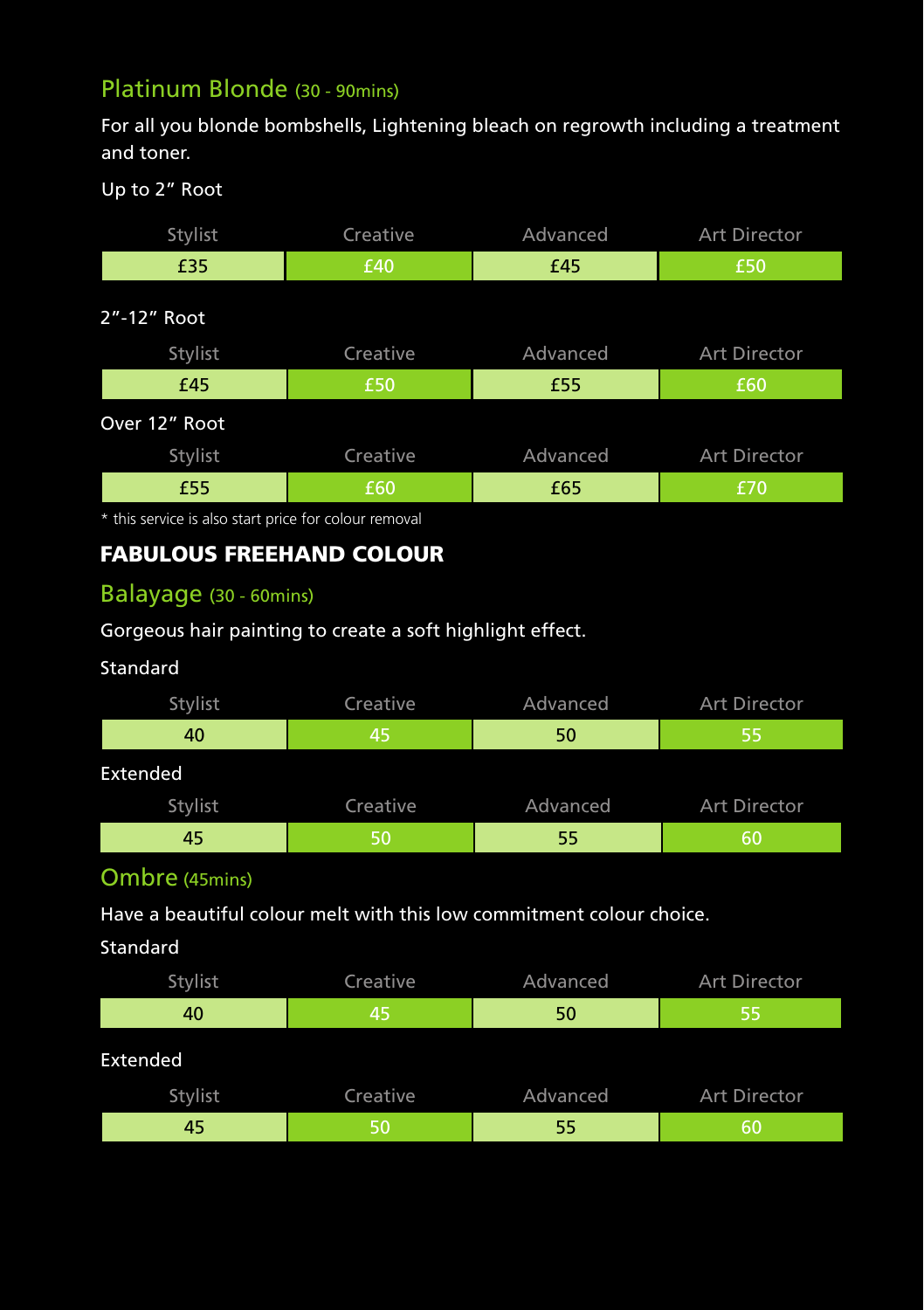## Platinum Blonde (30 - 90mins)

For all you blonde bombshells, Lightening bleach on regrowth including a treatment and toner.

Up to 2" Root

| Stylist | Creative | Advanced | Art Director |
|---|---|---|---|
| £35 | £40 | £45 | £50 |

2"-12" Root

| Stylist | Creative | Advanced | Art Director |
|---|---|---|---|
| £45 | £50 | £55 | £60 |

Over 12" Root

| Stylist | Creative | Advanced | Art Director |
|---|---|---|---|
| £55 | £60 | £65 | £70 |

* this service is also start price for colour removal

# FABULOUS FREEHAND COLOUR

## Balayage (30 - 60mins)

Gorgeous hair painting to create a soft highlight effect.

Standard

| Stylist | Creative | Advanced | Art Director |
|---|---|---|---|
| 40 | 45 | 50 | 55 |

Extended

| Stylist | Creative | Advanced | Art Director |
|---|---|---|---|
| 45 | 50 | 55 | 60 |

## Ombre (45mins)

Have a beautiful colour melt with this low commitment colour choice.

Standard

| Stylist | Creative | Advanced | Art Director |
|---|---|---|---|
| 40 | 45 | 50 | 55 |

Extended

| Stylist | Creative | Advanced | Art Director |
|---|---|---|---|
| 45 | 50 | 55 | 60 |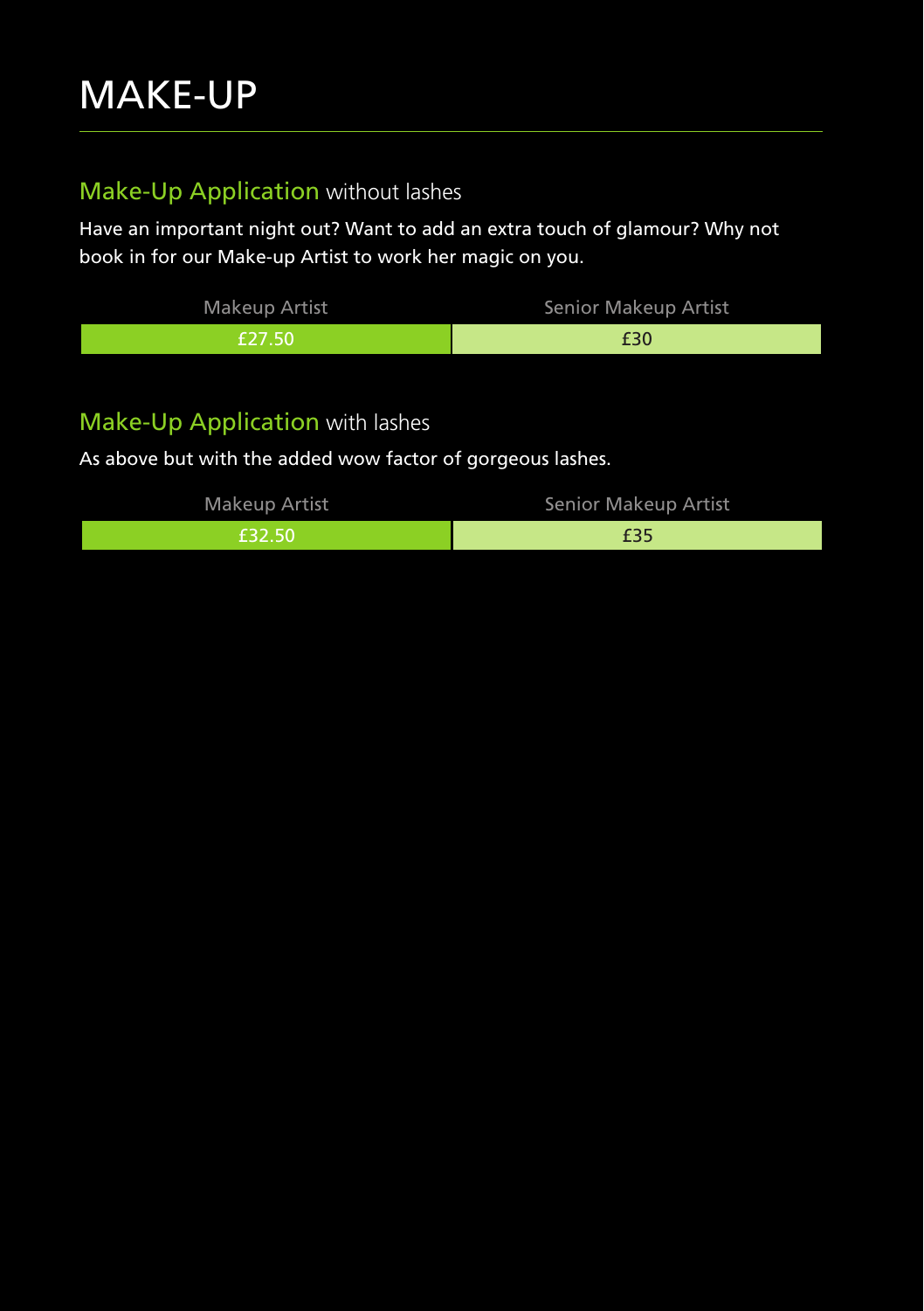# MAKE-UP

## Make-Up Application without lashes

Have an important night out? Want to add an extra touch of glamour? Why not book in for our Make-up Artist to work her magic on you.

| Makeup Artist | Senior Makeup Artist |
|---|---|
| £27.50 | £30 |

## Make-Up Application with lashes

As above but with the added wow factor of gorgeous lashes.

| Makeup Artist | Senior Makeup Artist |
|---|---|
| £32.50 | £35 |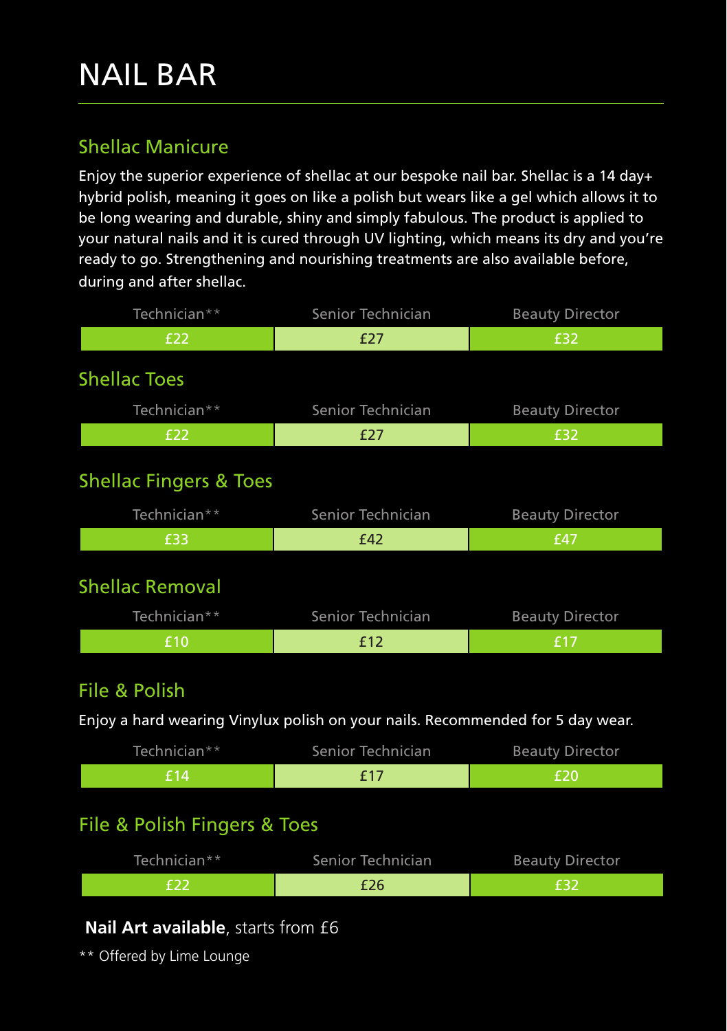# NAIL BAR

## Shellac Manicure

Enjoy the superior experience of shellac at our bespoke nail bar. Shellac is a 14 day+ hybrid polish, meaning it goes on like a polish but wears like a gel which allows it to be long wearing and durable, shiny and simply fabulous. The product is applied to your natural nails and it is cured through UV lighting, which means its dry and you're ready to go. Strengthening and nourishing treatments are also available before, during and after shellac.

| Technician** | Senior Technician | Beauty Director |
|---|---|---|
| £22 | £27 | £32 |

## Shellac Toes

| Technician** | Senior Technician | Beauty Director |
|---|---|---|
| £22 | £27 | £32 |

## Shellac Fingers & Toes

| Technician** | Senior Technician | Beauty Director |
|---|---|---|
| £33 | £42 | £47 |

## Shellac Removal

| Technician** | Senior Technician | Beauty Director |
|---|---|---|
| £10 | £12 | £17 |

## File & Polish

Enjoy a hard wearing Vinylux polish on your nails. Recommended for 5 day wear.

| Technician** | Senior Technician | Beauty Director |
|---|---|---|
| £14 | £17 | £20 |

## File & Polish Fingers & Toes

| Technician** | Senior Technician | Beauty Director |
|---|---|---|
| £22 | £26 | £32 |

**Nail Art available**, starts from £6

** Offered by Lime Lounge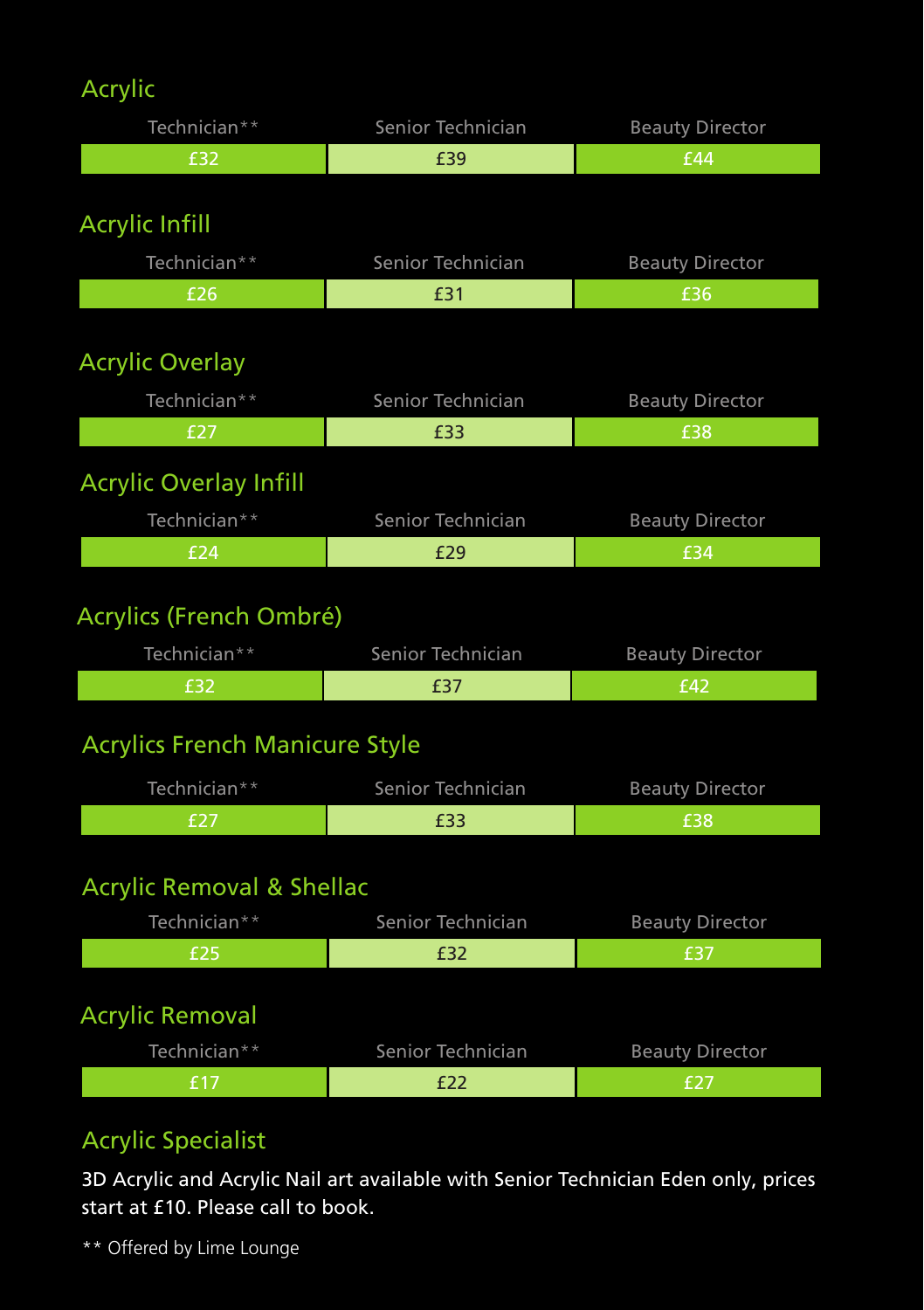## Acrylic

| Technician** | Senior Technician | Beauty Director |
| --- | --- | --- |
| £32 | £39 | £44 |

## Acrylic Infill

| Technician** | Senior Technician | Beauty Director |
| --- | --- | --- |
| £26 | £31 | £36 |

## Acrylic Overlay

| Technician** | Senior Technician | Beauty Director |
| --- | --- | --- |
| £27 | £33 | £38 |

## Acrylic Overlay Infill

| Technician** | Senior Technician | Beauty Director |
| --- | --- | --- |
| £24 | £29 | £34 |

## Acrylics (French Ombré)

| Technician** | Senior Technician | Beauty Director |
| --- | --- | --- |
| £32 | £37 | £42 |

## Acrylics French Manicure Style

| Technician** | Senior Technician | Beauty Director |
| --- | --- | --- |
| £27 | £33 | £38 |

## Acrylic Removal & Shellac

| Technician** | Senior Technician | Beauty Director |
| --- | --- | --- |
| £25 | £32 | £37 |

## Acrylic Removal

| Technician** | Senior Technician | Beauty Director |
| --- | --- | --- |
| £17 | £22 | £27 |

## Acrylic Specialist

3D Acrylic and Acrylic Nail art available with Senior Technician Eden only, prices start at £10. Please call to book.

** Offered by Lime Lounge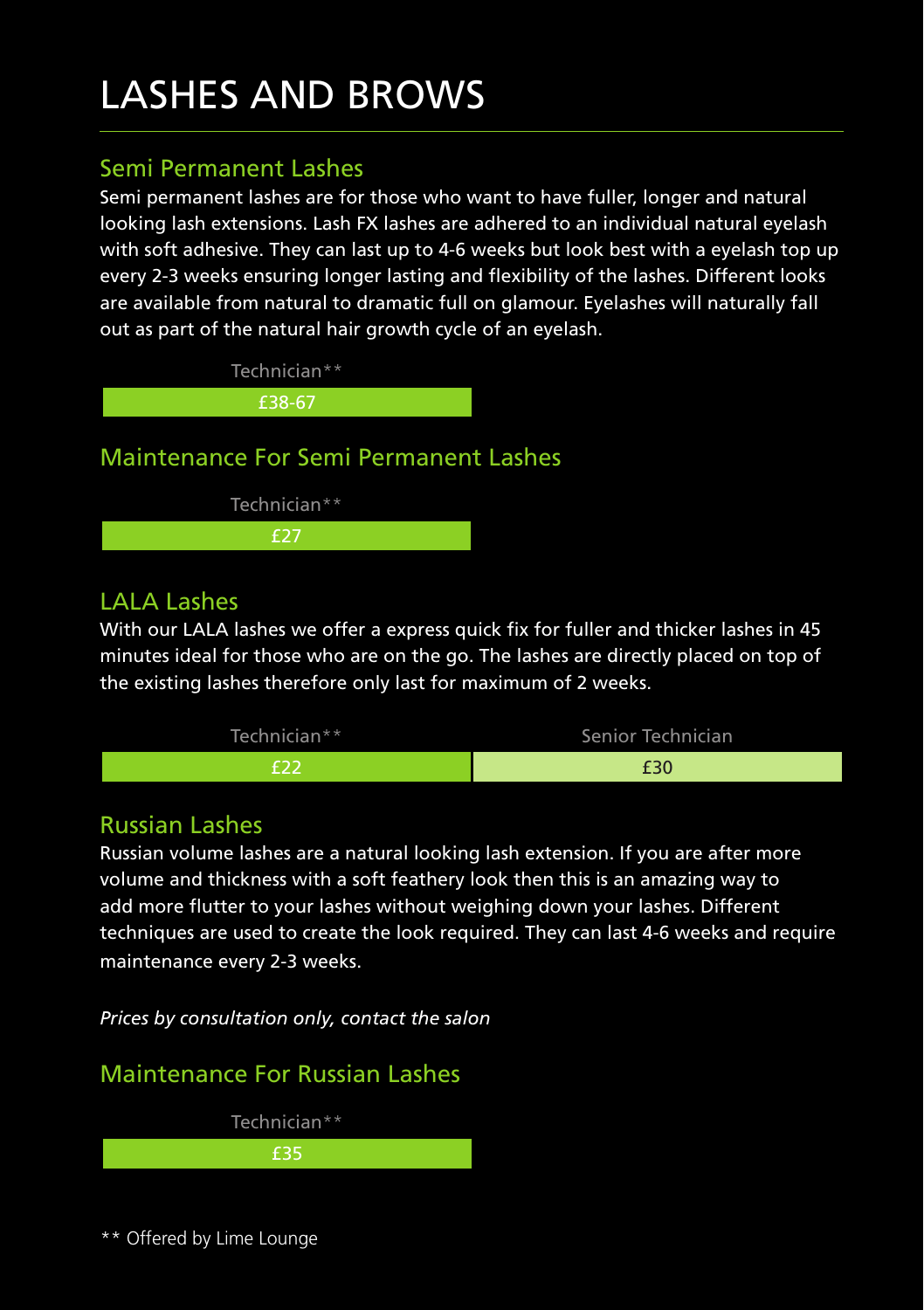# LASHES AND BROWS

## Semi Permanent Lashes

Semi permanent lashes are for those who want to have fuller, longer and natural looking lash extensions. Lash FX lashes are adhered to an individual natural eyelash with soft adhesive. They can last up to 4-6 weeks but look best with a eyelash top up every 2-3 weeks ensuring longer lasting and flexibility of the lashes. Different looks are available from natural to dramatic full on glamour. Eyelashes will naturally fall out as part of the natural hair growth cycle of an eyelash.

| Technician** |
| --- |
| £38-67 |

## Maintenance For Semi Permanent Lashes

| Technician** |
| --- |
| £27 |

## LALA Lashes

With our LALA lashes we offer a express quick fix for fuller and thicker lashes in 45 minutes ideal for those who are on the go. The lashes are directly placed on top of the existing lashes therefore only last for maximum of 2 weeks.

| Technician** | Senior Technician |
| --- | --- |
| £22 | £30 |

## Russian Lashes

Russian volume lashes are a natural looking lash extension. If you are after more volume and thickness with a soft feathery look then this is an amazing way to add more flutter to your lashes without weighing down your lashes. Different techniques are used to create the look required. They can last 4-6 weeks and require maintenance every 2-3 weeks.

*Prices by consultation only, contact the salon*

## Maintenance For Russian Lashes

| Technician** |
| --- |
| £35 |

** Offered by Lime Lounge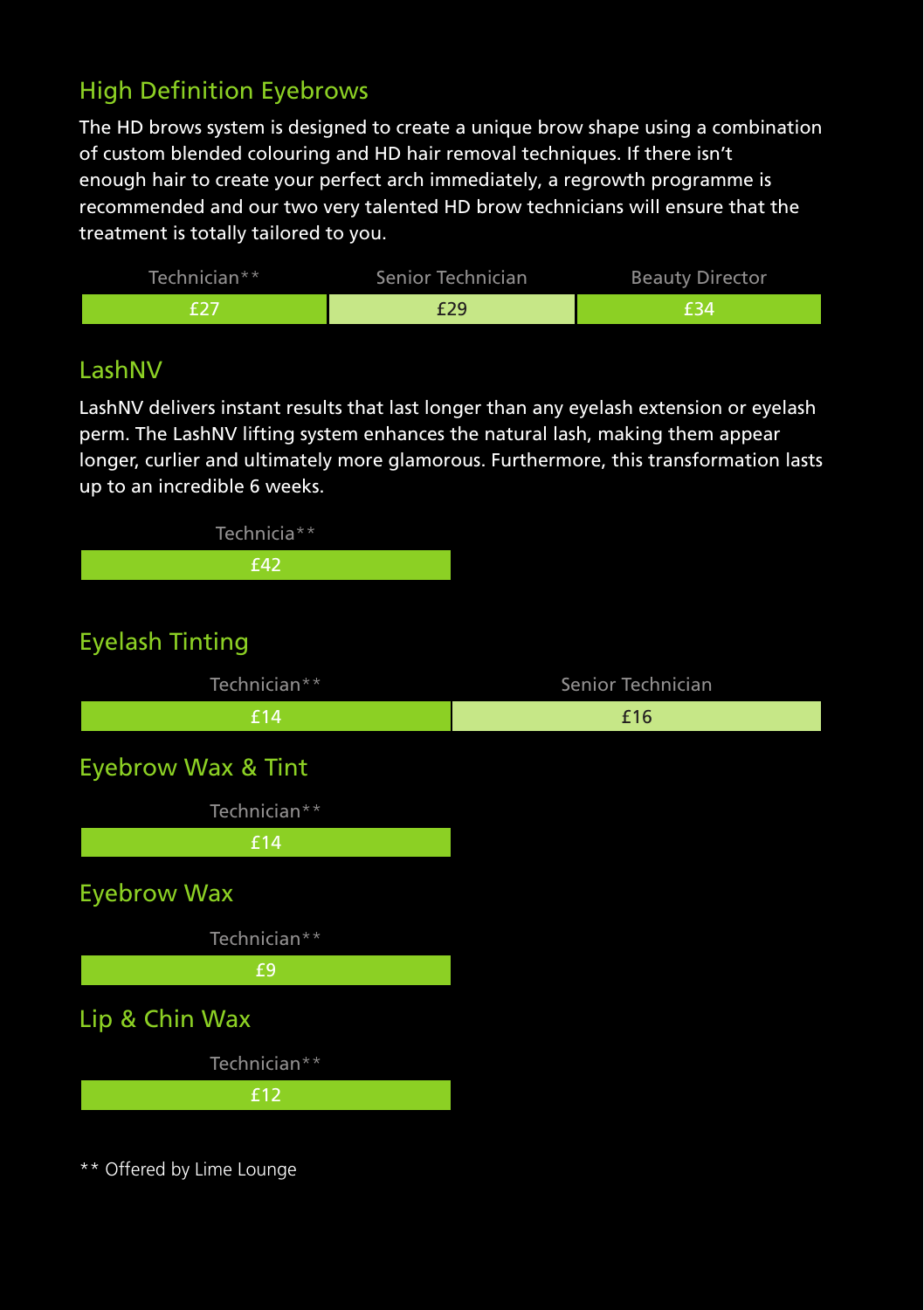## High Definition Eyebrows

The HD brows system is designed to create a unique brow shape using a combination of custom blended colouring and HD hair removal techniques. If there isn't enough hair to create your perfect arch immediately, a regrowth programme is recommended and our two very talented HD brow technicians will ensure that the treatment is totally tailored to you.

| Technician** | Senior Technician | Beauty Director |
|---|---|---|
| £27 | £29 | £34 |

## LashNV

LashNV delivers instant results that last longer than any eyelash extension or eyelash perm. The LashNV lifting system enhances the natural lash, making them appear longer, curlier and ultimately more glamorous. Furthermore, this transformation lasts up to an incredible 6 weeks.

| Technicia** |
|---|
| £42 |

## Eyelash Tinting

| Technician** | Senior Technician |
|---|---|
| £14 | £16 |

## Eyebrow Wax & Tint

| Technician** |
|---|
| £14 |

## Eyebrow Wax

| Technician** |
|---|
| £9 |

## Lip & Chin Wax

| Technician** |
|---|
| £12 |

** Offered by Lime Lounge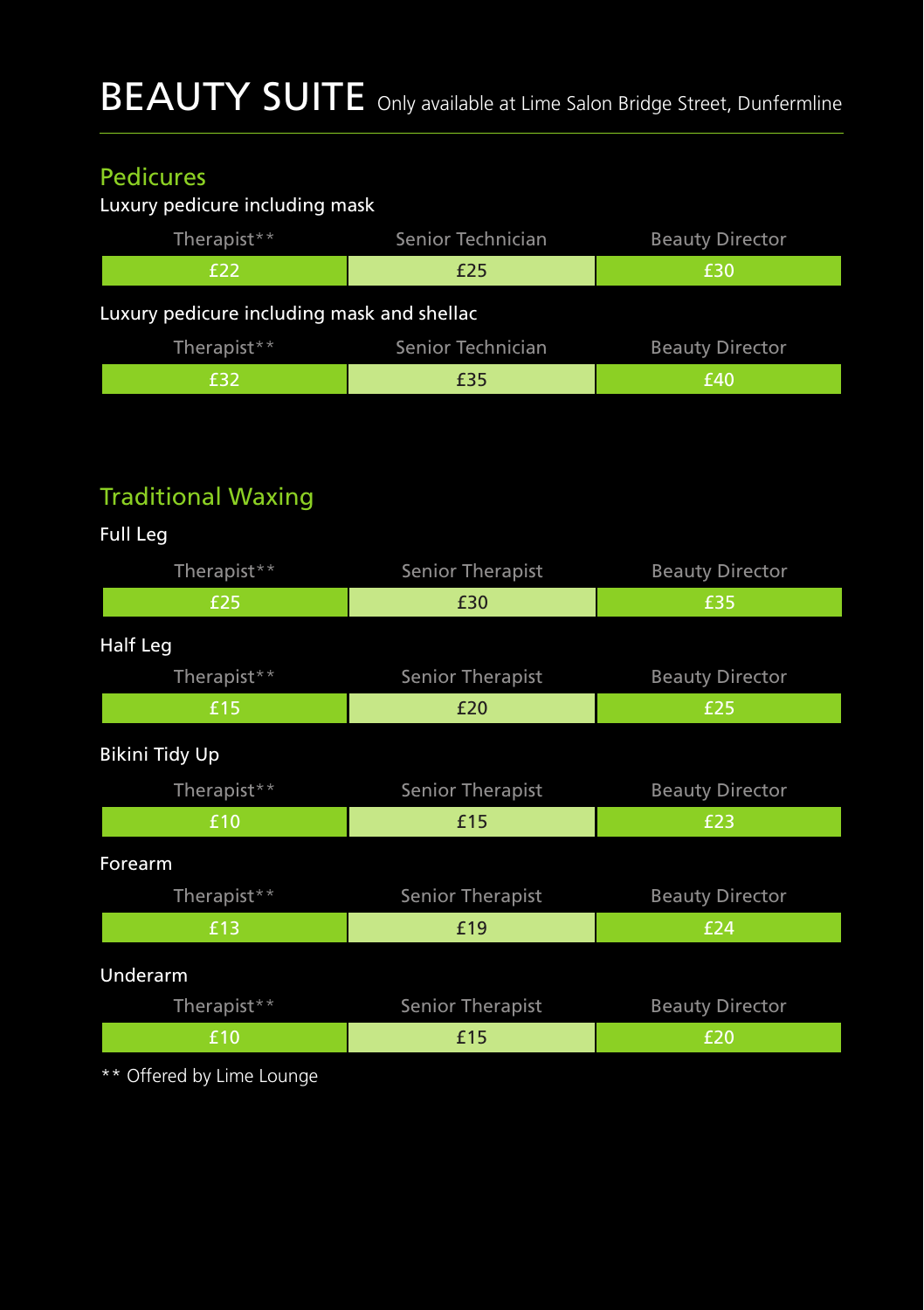# BEAUTY SUITE

Only available at Lime Salon Bridge Street, Dunfermline

## Pedicures

Luxury pedicure including mask

| Therapist** | Senior Technician | Beauty Director |
|---|---|---|
| £22 | £25 | £30 |

Luxury pedicure including mask and shellac

| Therapist** | Senior Technician | Beauty Director |
|---|---|---|
| £32 | £35 | £40 |

## Traditional Waxing

Full Leg

| Therapist** | Senior Therapist | Beauty Director |
|---|---|---|
| £25 | £30 | £35 |

Half Leg

| Therapist** | Senior Therapist | Beauty Director |
|---|---|---|
| £15 | £20 | £25 |

Bikini Tidy Up

| Therapist** | Senior Therapist | Beauty Director |
|---|---|---|
| £10 | £15 | £23 |

Forearm

| Therapist** | Senior Therapist | Beauty Director |
|---|---|---|
| £13 | £19 | £24 |

Underarm

| Therapist** | Senior Therapist | Beauty Director |
|---|---|---|
| £10 | £15 | £20 |

** Offered by Lime Lounge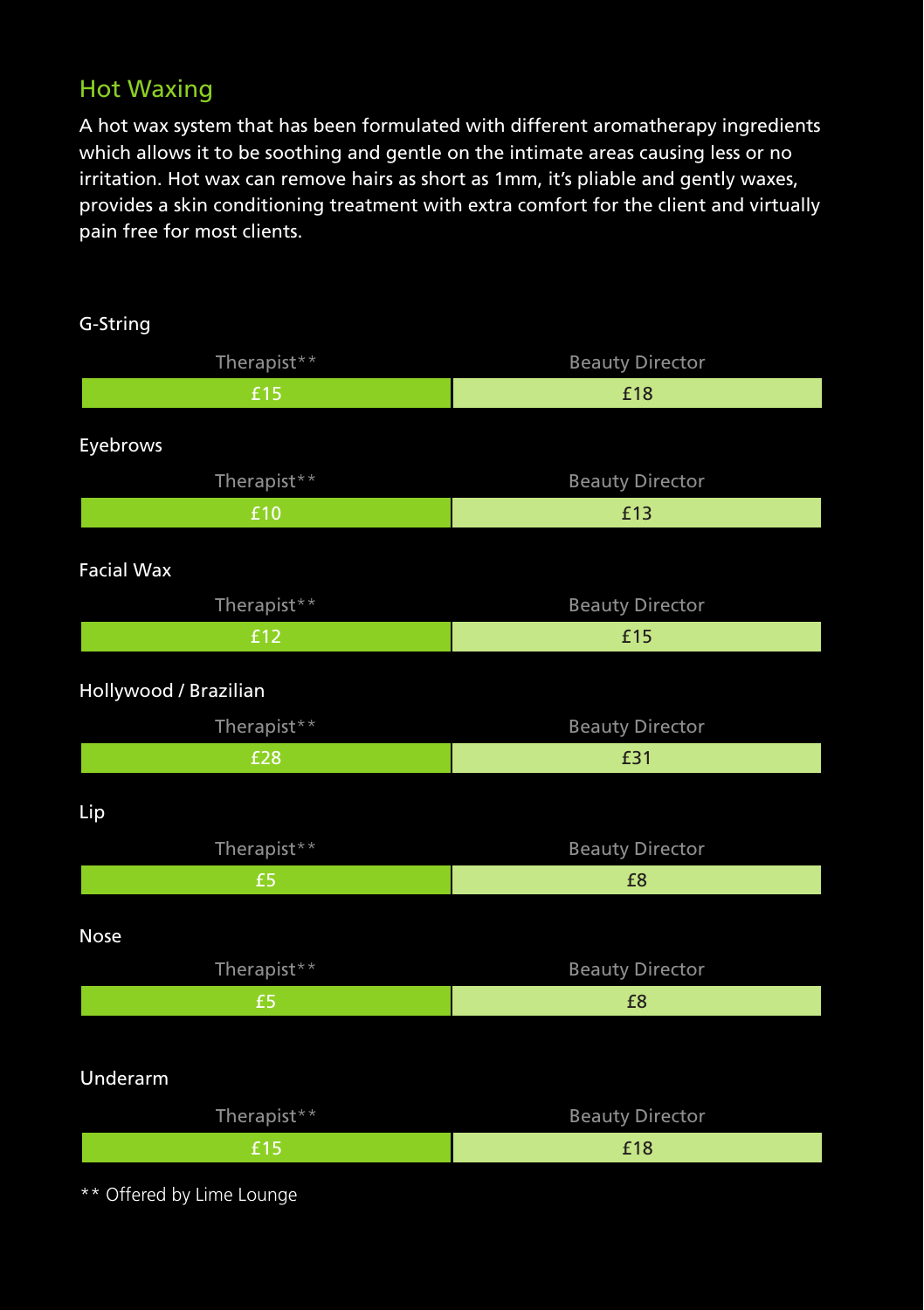## Hot Waxing

A hot wax system that has been formulated with different aromatherapy ingredients which allows it to be soothing and gentle on the intimate areas causing less or no irritation. Hot wax can remove hairs as short as 1mm, it's pliable and gently waxes, provides a skin conditioning treatment with extra comfort for the client and virtually pain free for most clients.

### G-String

| Therapist** | Beauty Director |
| --- | --- |
| £15 | £18 |

### Eyebrows

| Therapist** | Beauty Director |
| --- | --- |
| £10 | £13 |

### Facial Wax

| Therapist** | Beauty Director |
| --- | --- |
| £12 | £15 |

### Hollywood / Brazilian

| Therapist** | Beauty Director |
| --- | --- |
| £28 | £31 |

### Lip

| Therapist** | Beauty Director |
| --- | --- |
| £5 | £8 |

### Nose

| Therapist** | Beauty Director |
| --- | --- |
| £5 | £8 |

### Underarm

| Therapist** | Beauty Director |
| --- | --- |
| £15 | £18 |

** Offered by Lime Lounge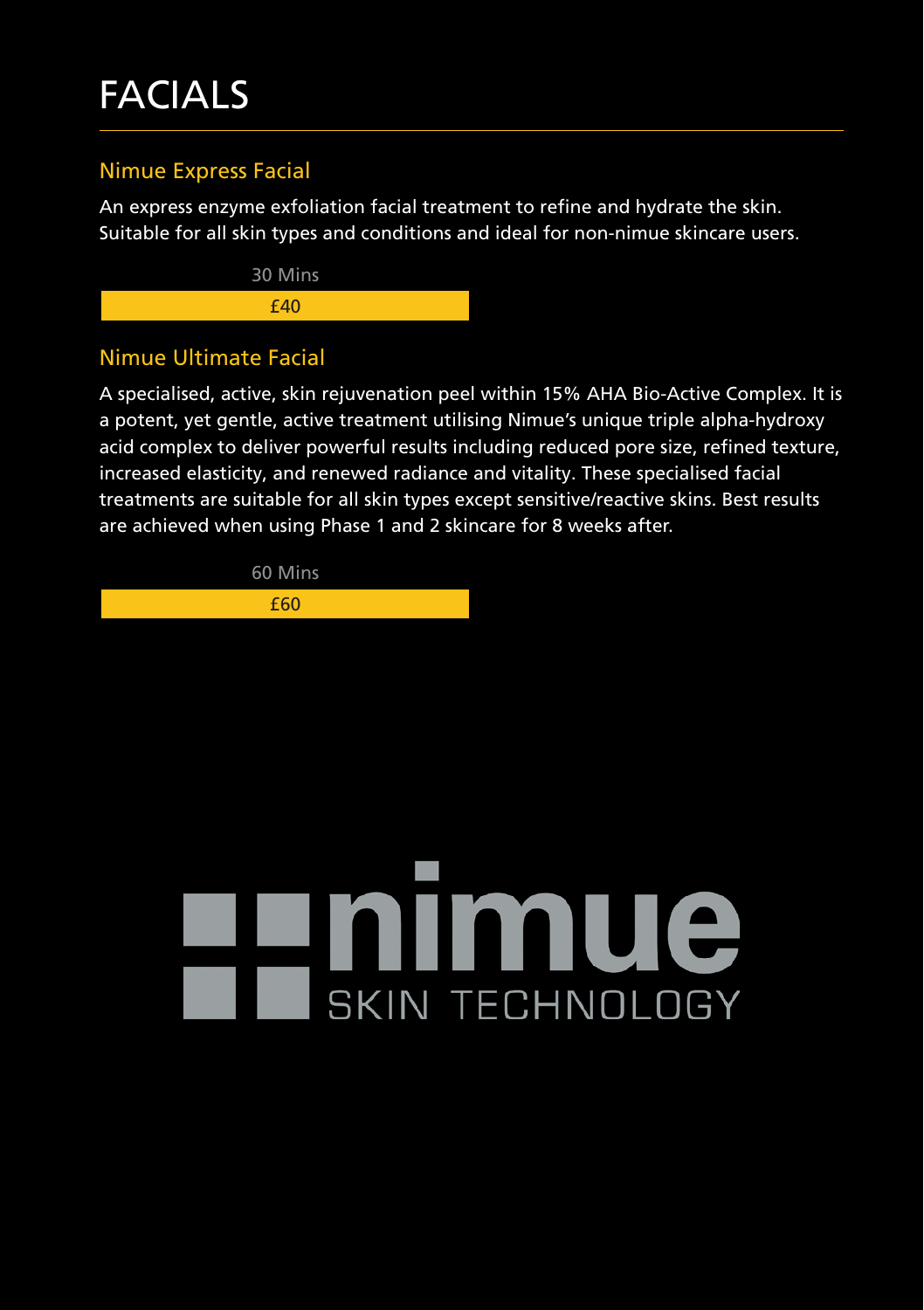# FACIALS

## Nimue Express Facial

An express enzyme exfoliation facial treatment to refine and hydrate the skin. Suitable for all skin types and conditions and ideal for non-nimue skincare users.

| 30 Mins |
| --- |
| £40 |

## Nimue Ultimate Facial

A specialised, active, skin rejuvenation peel within 15% AHA Bio-Active Complex. It is a potent, yet gentle, active treatment utilising Nimue's unique triple alpha-hydroxy acid complex to deliver powerful results including reduced pore size, refined texture, increased elasticity, and renewed radiance and vitality. These specialised facial treatments are suitable for all skin types except sensitive/reactive skins. Best results are achieved when using Phase 1 and 2 skincare for 8 weeks after.

| 60 Mins |
| --- |
| £60 |

nimue SKIN TECHNOLOGY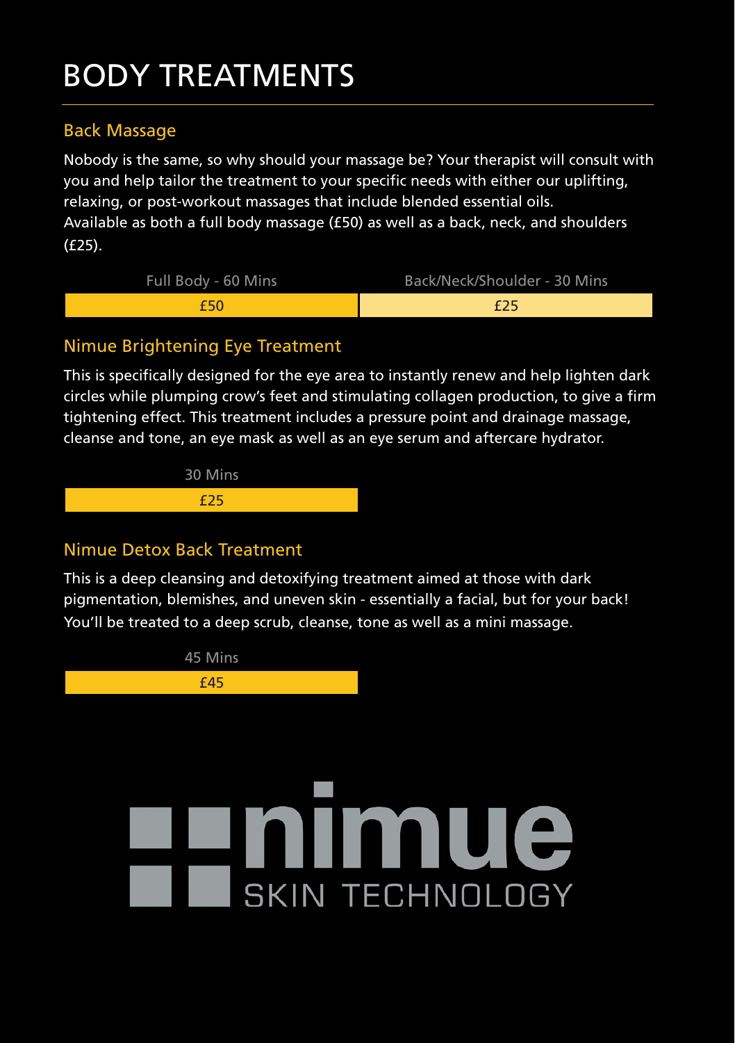# BODY TREATMENTS

## Back Massage

Nobody is the same, so why should your massage be? Your therapist will consult with you and help tailor the treatment to your specific needs with either our uplifting, relaxing, or post-workout massages that include blended essential oils.
Available as both a full body massage (£50) as well as a back, neck, and shoulders (£25).

| Full Body - 60 Mins | Back/Neck/Shoulder - 30 Mins |
| --- | --- |
| £50 | £25 |

## Nimue Brightening Eye Treatment

This is specifically designed for the eye area to instantly renew and help lighten dark circles while plumping crow's feet and stimulating collagen production, to give a firm tightening effect. This treatment includes a pressure point and drainage massage, cleanse and tone, an eye mask as well as an eye serum and aftercare hydrator.

| 30 Mins |
| --- |
| £25 |

## Nimue Detox Back Treatment

This is a deep cleansing and detoxifying treatment aimed at those with dark pigmentation, blemishes, and uneven skin - essentially a facial, but for your back! You'll be treated to a deep scrub, cleanse, tone as well as a mini massage.

| 45 Mins |
| --- |
| £45 |

nimue
SKIN TECHNOLOGY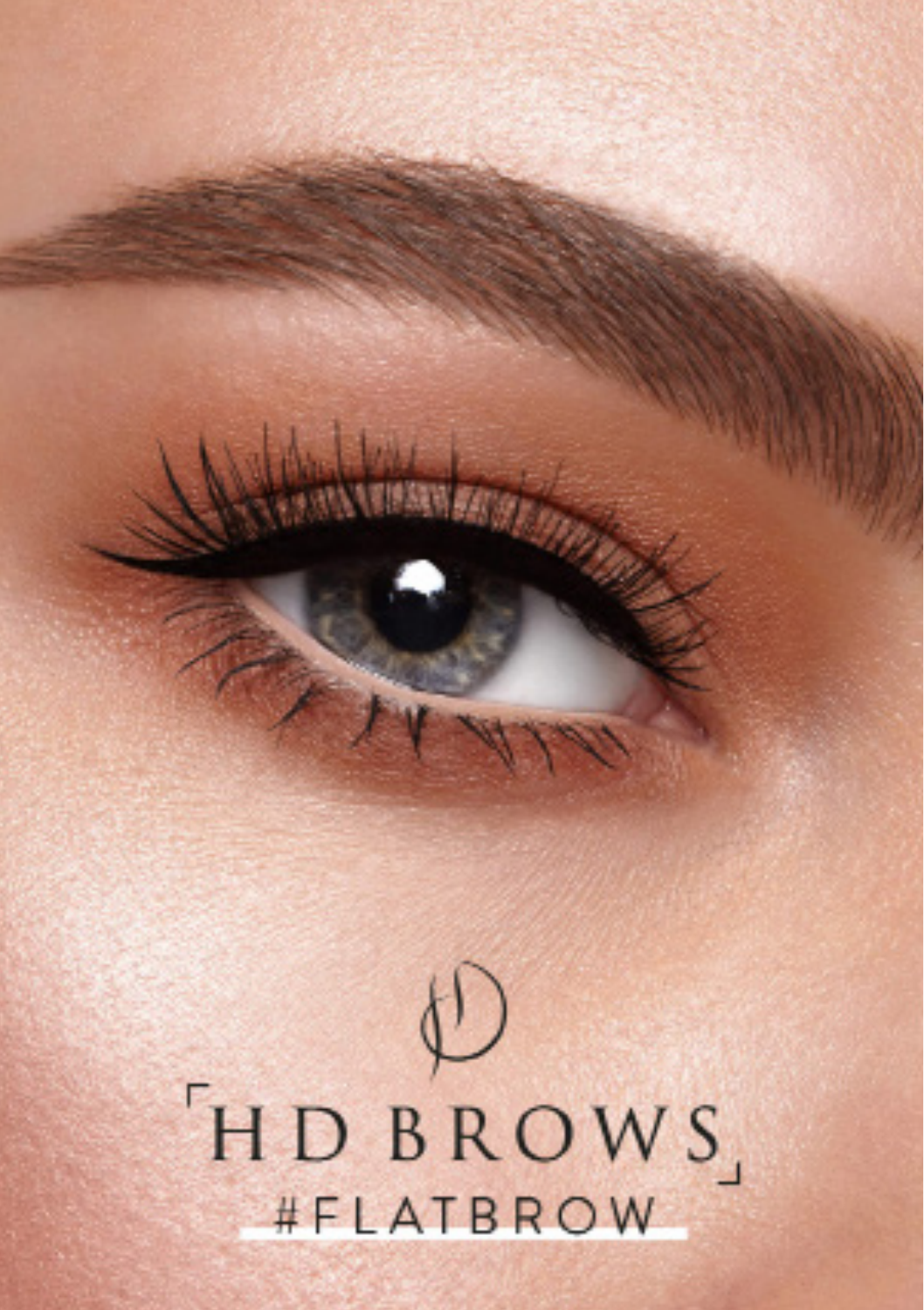HD BROWS

#FLATBROW